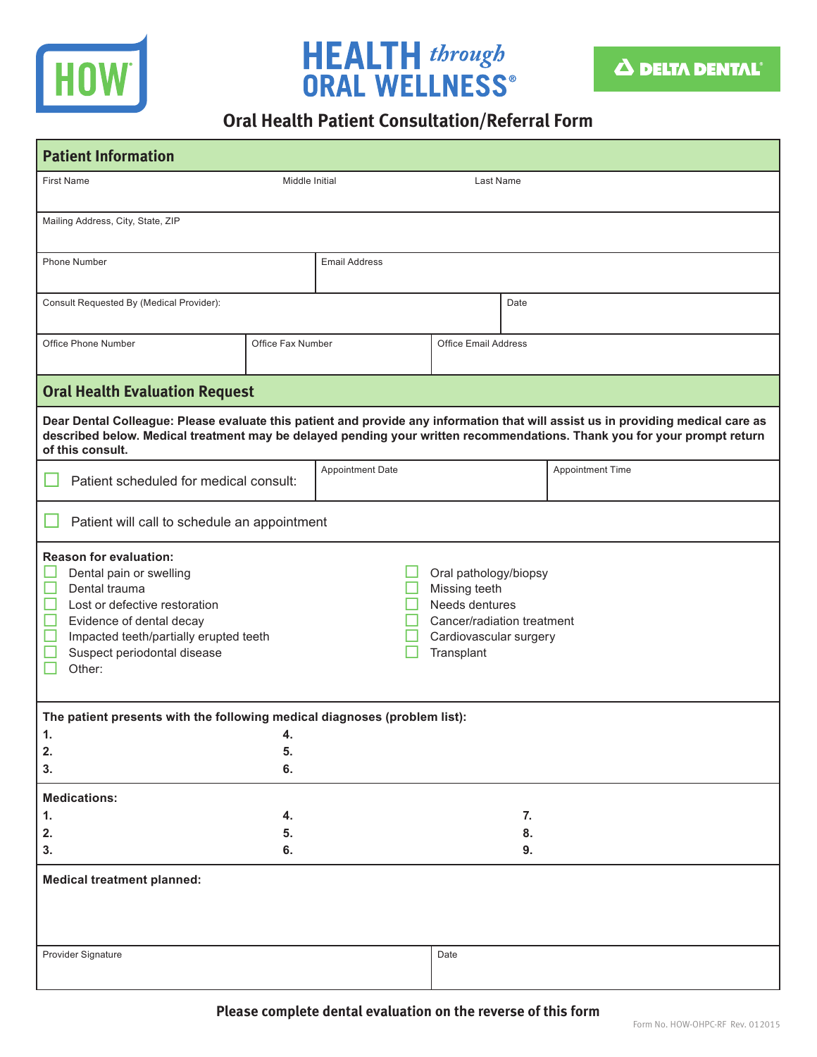HOW

HEALTH *through* ORAL WELLNESS®

DELTA DENTAL®

# Oral Health Patient Consultation/Referral Form

## Patient Information

| First Name | Middle Initial | Last Name |
|---|---|---|
| | | |

| Mailing Address, City, State, ZIP |
|---|
| |

| Phone Number | Email Address |
|---|---|
| | |

| Consult Requested By (Medical Provider): | Date |
|---|---|
| | |

| Office Phone Number | Office Fax Number | Office Email Address |
|---|---|---|
| | | |

## Oral Health Evaluation Request

**Dear Dental Colleague: Please evaluate this patient and provide any information that will assist us in providing medical care as described below. Medical treatment may be delayed pending your written recommendations. Thank you for your prompt return of this consult.**

| ☐ Patient scheduled for medical consult: | Appointment Date | Appointment Time |
|---|---|---|
| | | |

☐ Patient will call to schedule an appointment

**Reason for evaluation:**

- ☐ Dental pain or swelling
- ☐ Dental trauma
- ☐ Lost or defective restoration
- ☐ Evidence of dental decay
- ☐ Impacted teeth/partially erupted teeth
- ☐ Suspect periodontal disease
- ☐ Other:
- ☐ Oral pathology/biopsy
- ☐ Missing teeth
- ☐ Needs dentures
- ☐ Cancer/radiation treatment
- ☐ Cardiovascular surgery
- ☐ Transplant

**The patient presents with the following medical diagnoses (problem list):**

| | |
|---|---|
| **1.** | **4.** |
| **2.** | **5.** |
| **3.** | **6.** |

**Medications:**

| | | |
|---|---|---|
| **1.** | **4.** | **7.** |
| **2.** | **5.** | **8.** |
| **3.** | **6.** | **9.** |

**Medical treatment planned:**

| Provider Signature | Date |
|---|---|
| | |

**Please complete dental evaluation on the reverse of this form**

Form No. HOW-OHPC-RF Rev. 012015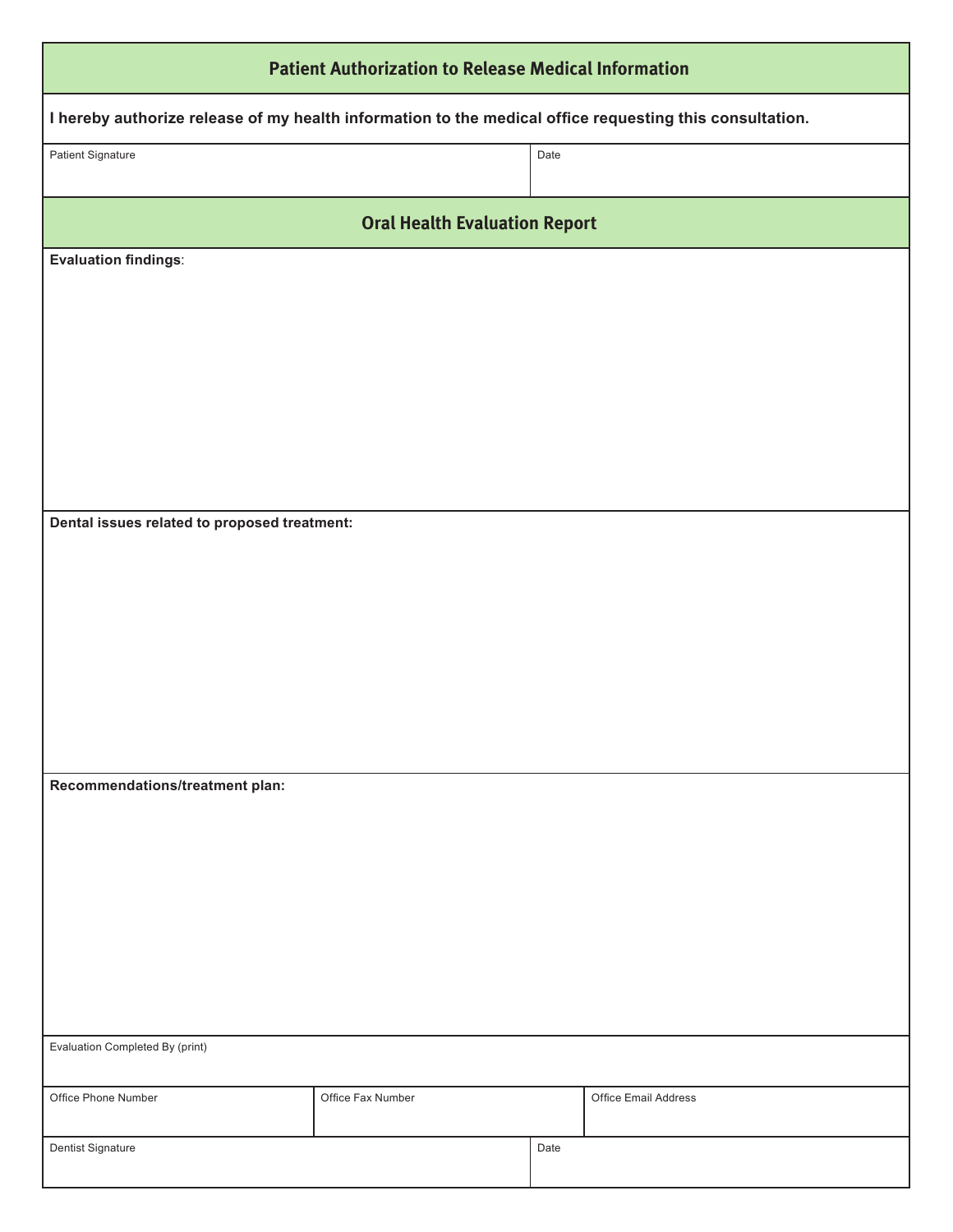## Patient Authorization to Release Medical Information

**I hereby authorize release of my health information to the medical office requesting this consultation.**

| Patient Signature | Date |
|---|---|
| | |

## Oral Health Evaluation Report

**Evaluation findings**:

**Dental issues related to proposed treatment:**

**Recommendations/treatment plan:**

Evaluation Completed By (print)

| Office Phone Number | Office Fax Number | Office Email Address |
|---|---|---|
| | | |

| Dentist Signature | Date |
|---|---|
| | |